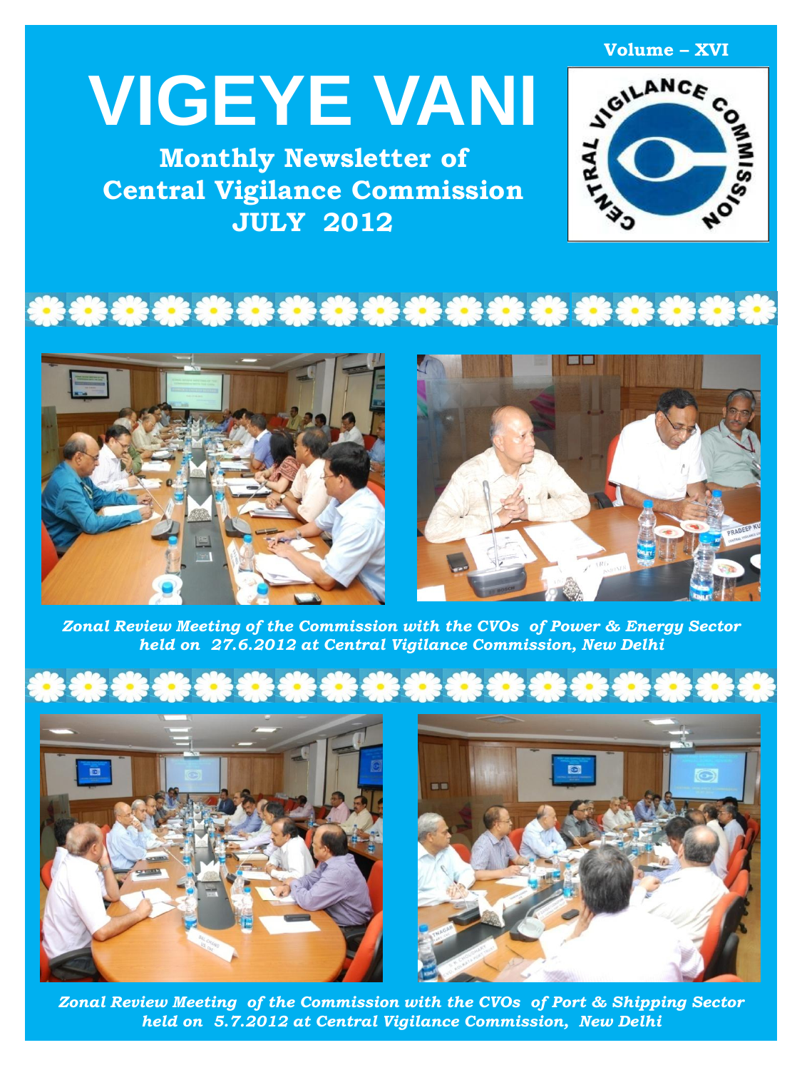Volume – XVI

# VIGEYE VANI

## Monthly Newsletter of Central Vigilance Commission JULY 2012

*Zonal Review Meeting of the Commission with the CVOs of Power & Energy Sector held on 27.6.2012 at Central Vigilance Commission, New Delhi*

*Zonal Review Meeting of the Commission with the CVOs of Port & Shipping Sector held on 5.7.2012 at Central Vigilance Commission, New Delhi*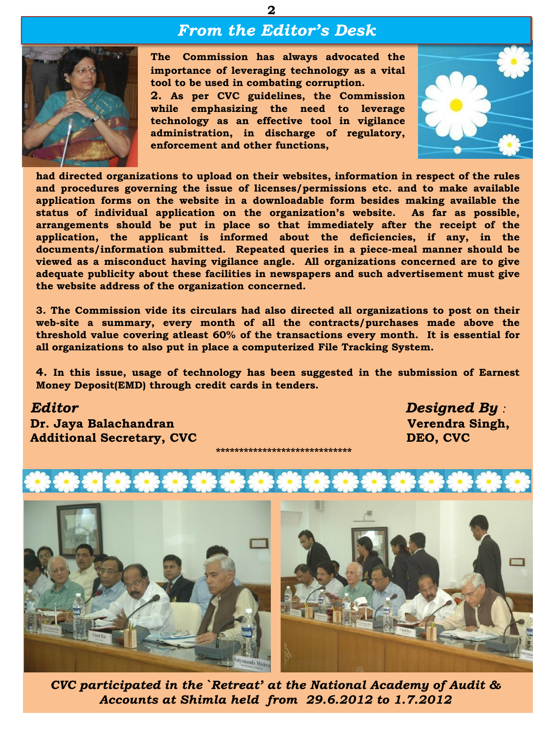## *From the Editor's Desk*

**The Commission has always advocated the importance of leveraging technology as a vital tool to be used in combating corruption.**

**2. As per CVC guidelines, the Commission while emphasizing the need to leverage technology as an effective tool in vigilance administration, in discharge of regulatory, enforcement and other functions, had directed organizations to upload on their websites, information in respect of the rules and procedures governing the issue of licenses/permissions etc. and to make available application forms on the website in a downloadable form besides making available the status of individual application on the organization's website. As far as possible, arrangements should be put in place so that immediately after the receipt of the application, the applicant is informed about the deficiencies, if any, in the documents/information submitted. Repeated queries in a piece-meal manner should be viewed as a misconduct having vigilance angle. All organizations concerned are to give adequate publicity about these facilities in newspapers and such advertisement must give the website address of the organization concerned.**

**3. The Commission vide its circulars had also directed all organizations to post on their web-site a summary, every month of all the contracts/purchases made above the threshold value covering atleast 60% of the transactions every month. It is essential for all organizations to also put in place a computerized File Tracking System.**

**4. In this issue, usage of technology has been suggested in the submission of Earnest Money Deposit(EMD) through credit cards in tenders.**

***Editor***
**Dr. Jaya Balachandran**
**Additional Secretary, CVC**

***Designed By :***
**Verendra Singh,**
**DEO, CVC**

\*\*\*\*\*\*\*\*\*\*\*\*\*\*\*\*\*\*\*\*\*\*\*\*\*\*\*\*\*

*CVC participated in the `Retreat' at the National Academy of Audit & Accounts at Shimla held from 29.6.2012 to 1.7.2012*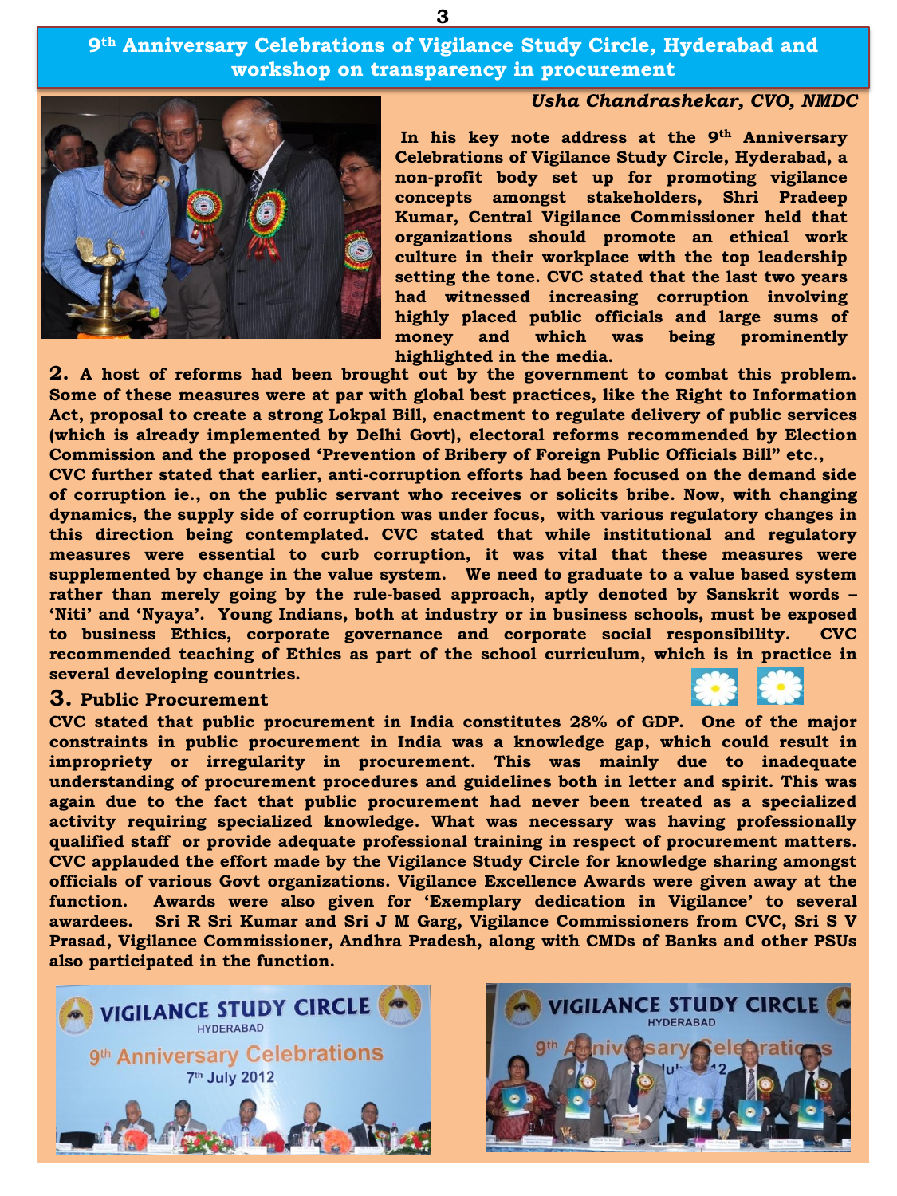## 9th Anniversary Celebrations of Vigilance Study Circle, Hyderabad and workshop on transparency in procurement

*Usha Chandrashekar, CVO, NMDC*

**In his key note address at the 9th Anniversary Celebrations of Vigilance Study Circle, Hyderabad, a non-profit body set up for promoting vigilance concepts amongst stakeholders, Shri Pradeep Kumar, Central Vigilance Commissioner held that organizations should promote an ethical work culture in their workplace with the top leadership setting the tone. CVC stated that the last two years had witnessed increasing corruption involving highly placed public officials and large sums of money and which was being prominently highlighted in the media.**

**2.** **A host of reforms had been brought out by the government to combat this problem. Some of these measures were at par with global best practices, like the Right to Information Act, proposal to create a strong Lokpal Bill, enactment to regulate delivery of public services (which is already implemented by Delhi Govt), electoral reforms recommended by Election Commission and the proposed 'Prevention of Bribery of Foreign Public Officials Bill" etc.,**

**CVC further stated that earlier, anti-corruption efforts had been focused on the demand side of corruption ie., on the public servant who receives or solicits bribe. Now, with changing dynamics, the supply side of corruption was under focus, with various regulatory changes in this direction being contemplated. CVC stated that while institutional and regulatory measures were essential to curb corruption, it was vital that these measures were supplemented by change in the value system. We need to graduate to a value based system rather than merely going by the rule-based approach, aptly denoted by Sanskrit words – 'Niti' and 'Nyaya'. Young Indians, both at industry or in business schools, must be exposed to business Ethics, corporate governance and corporate social responsibility. CVC recommended teaching of Ethics as part of the school curriculum, which is in practice in several developing countries.**

### 3. Public Procurement

**CVC stated that public procurement in India constitutes 28% of GDP. One of the major constraints in public procurement in India was a knowledge gap, which could result in impropriety or irregularity in procurement. This was mainly due to inadequate understanding of procurement procedures and guidelines both in letter and spirit. This was again due to the fact that public procurement had never been treated as a specialized activity requiring specialized knowledge. What was necessary was having professionally qualified staff or provide adequate professional training in respect of procurement matters. CVC applauded the effort made by the Vigilance Study Circle for knowledge sharing amongst officials of various Govt organizations. Vigilance Excellence Awards were given away at the function. Awards were also given for 'Exemplary dedication in Vigilance' to several awardees. Sri R Sri Kumar and Sri J M Garg, Vigilance Commissioners from CVC, Sri S V Prasad, Vigilance Commissioner, Andhra Pradesh, along with CMDs of Banks and other PSUs also participated in the function.**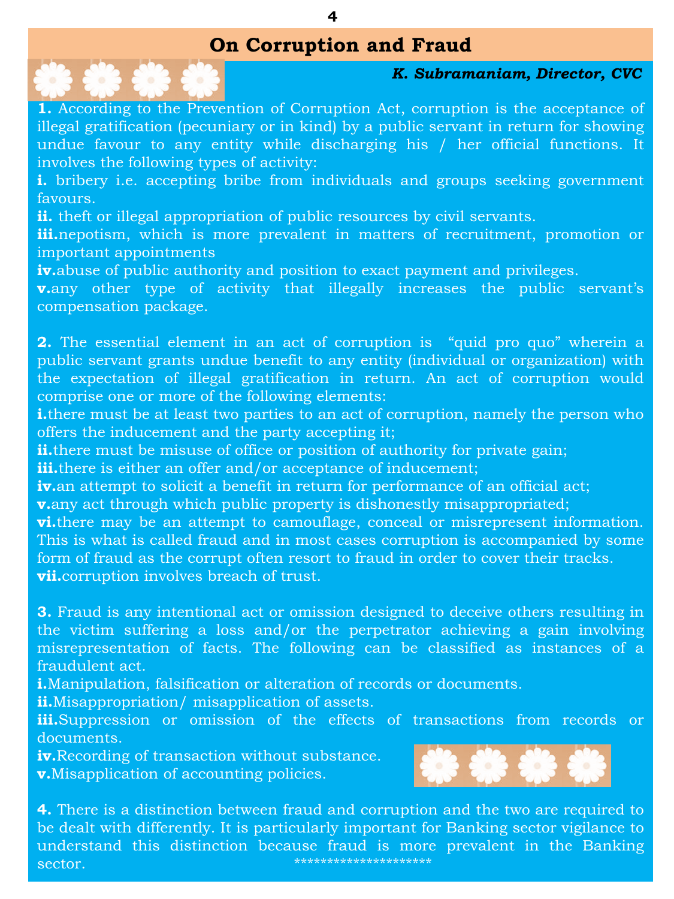# On Corruption and Fraud

***K. Subramaniam, Director, CVC***

**1.** According to the Prevention of Corruption Act, corruption is the acceptance of illegal gratification (pecuniary or in kind) by a public servant in return for showing undue favour to any entity while discharging his / her official functions. It involves the following types of activity:

**i.** bribery i.e. accepting bribe from individuals and groups seeking government favours.

**ii.** theft or illegal appropriation of public resources by civil servants.

**iii.** nepotism, which is more prevalent in matters of recruitment, promotion or important appointments

**iv.** abuse of public authority and position to exact payment and privileges.

**v.** any other type of activity that illegally increases the public servant's compensation package.

**2.** The essential element in an act of corruption is "quid pro quo" wherein a public servant grants undue benefit to any entity (individual or organization) with the expectation of illegal gratification in return. An act of corruption would comprise one or more of the following elements:

**i.** there must be at least two parties to an act of corruption, namely the person who offers the inducement and the party accepting it;

**ii.** there must be misuse of office or position of authority for private gain;

**iii.** there is either an offer and/or acceptance of inducement;

**iv.** an attempt to solicit a benefit in return for performance of an official act;

**v.** any act through which public property is dishonestly misappropriated;

**vi.** there may be an attempt to camouflage, conceal or misrepresent information. This is what is called fraud and in most cases corruption is accompanied by some form of fraud as the corrupt often resort to fraud in order to cover their tracks.

**vii.** corruption involves breach of trust.

**3.** Fraud is any intentional act or omission designed to deceive others resulting in the victim suffering a loss and/or the perpetrator achieving a gain involving misrepresentation of facts. The following can be classified as instances of a fraudulent act.

**i.** Manipulation, falsification or alteration of records or documents.

**ii.** Misappropriation/ misapplication of assets.

**iii.** Suppression or omission of the effects of transactions from records or documents.

**iv.** Recording of transaction without substance.

**v.** Misapplication of accounting policies.

**4.** There is a distinction between fraud and corruption and the two are required to be dealt with differently. It is particularly important for Banking sector vigilance to understand this distinction because fraud is more prevalent in the Banking sector.

********************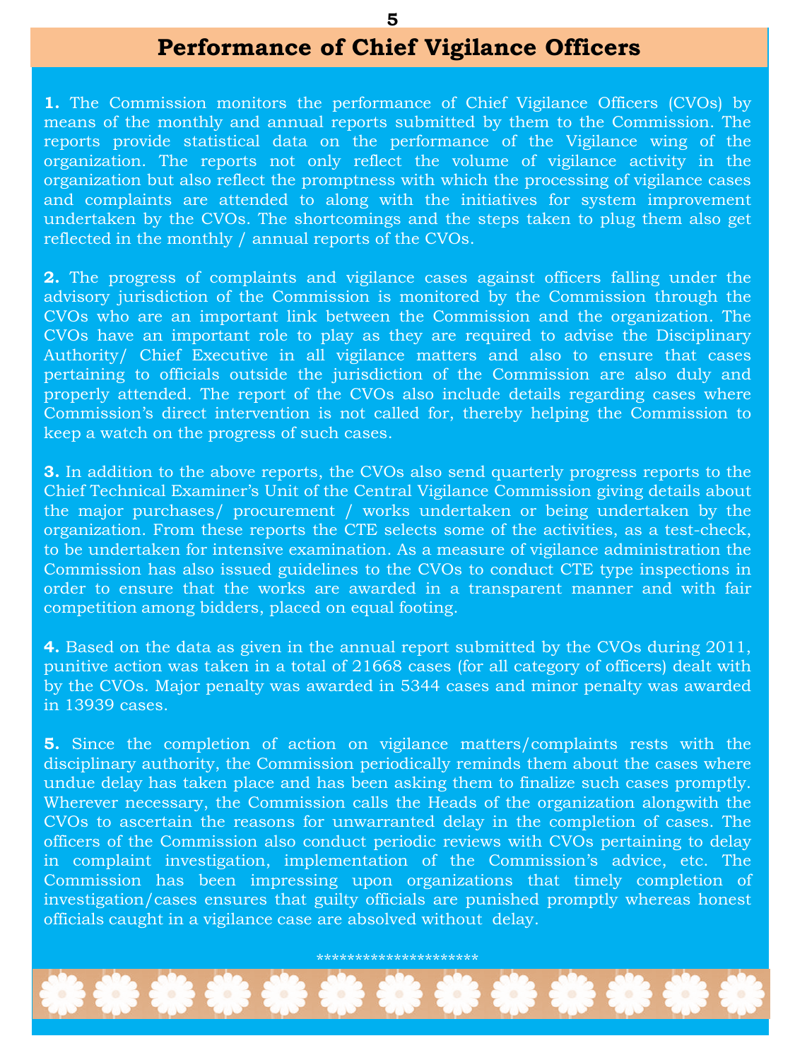# Performance of Chief Vigilance Officers

**1.** The Commission monitors the performance of Chief Vigilance Officers (CVOs) by means of the monthly and annual reports submitted by them to the Commission. The reports provide statistical data on the performance of the Vigilance wing of the organization. The reports not only reflect the volume of vigilance activity in the organization but also reflect the promptness with which the processing of vigilance cases and complaints are attended to along with the initiatives for system improvement undertaken by the CVOs. The shortcomings and the steps taken to plug them also get reflected in the monthly / annual reports of the CVOs.

**2.** The progress of complaints and vigilance cases against officers falling under the advisory jurisdiction of the Commission is monitored by the Commission through the CVOs who are an important link between the Commission and the organization. The CVOs have an important role to play as they are required to advise the Disciplinary Authority/ Chief Executive in all vigilance matters and also to ensure that cases pertaining to officials outside the jurisdiction of the Commission are also duly and properly attended. The report of the CVOs also include details regarding cases where Commission's direct intervention is not called for, thereby helping the Commission to keep a watch on the progress of such cases.

**3.** In addition to the above reports, the CVOs also send quarterly progress reports to the Chief Technical Examiner's Unit of the Central Vigilance Commission giving details about the major purchases/ procurement / works undertaken or being undertaken by the organization. From these reports the CTE selects some of the activities, as a test-check, to be undertaken for intensive examination. As a measure of vigilance administration the Commission has also issued guidelines to the CVOs to conduct CTE type inspections in order to ensure that the works are awarded in a transparent manner and with fair competition among bidders, placed on equal footing.

**4.** Based on the data as given in the annual report submitted by the CVOs during 2011, punitive action was taken in a total of 21668 cases (for all category of officers) dealt with by the CVOs. Major penalty was awarded in 5344 cases and minor penalty was awarded in 13939 cases.

**5.** Since the completion of action on vigilance matters/complaints rests with the disciplinary authority, the Commission periodically reminds them about the cases where undue delay has taken place and has been asking them to finalize such cases promptly. Wherever necessary, the Commission calls the Heads of the organization alongwith the CVOs to ascertain the reasons for unwarranted delay in the completion of cases. The officers of the Commission also conduct periodic reviews with CVOs pertaining to delay in complaint investigation, implementation of the Commission's advice, etc. The Commission has been impressing upon organizations that timely completion of investigation/cases ensures that guilty officials are punished promptly whereas honest officials caught in a vigilance case are absolved without delay.

********************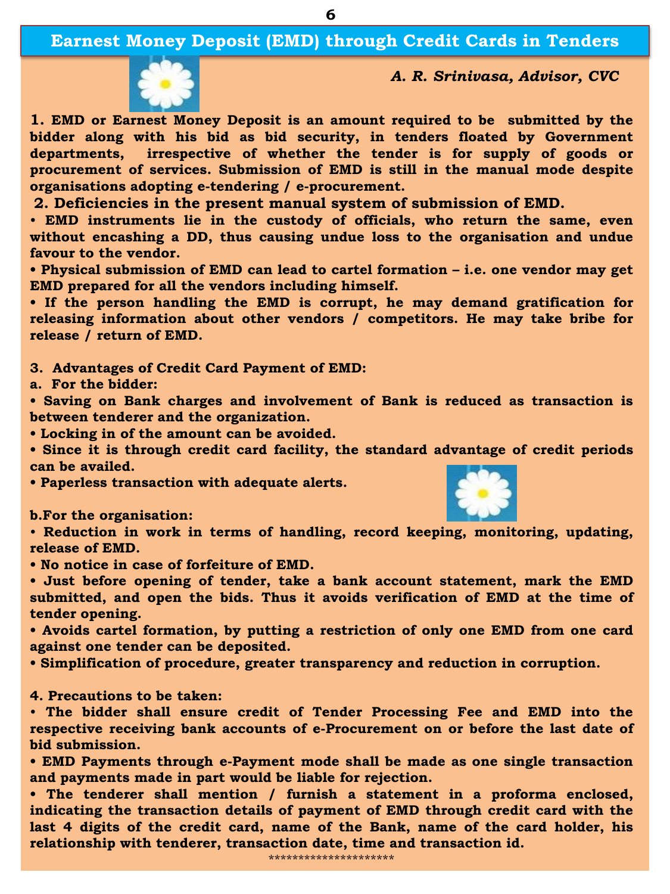# Earnest Money Deposit (EMD) through Credit Cards in Tenders

***A. R. Srinivasa, Advisor, CVC***

**1. EMD or Earnest Money Deposit is an amount required to be submitted by the bidder along with his bid as bid security, in tenders floated by Government departments, irrespective of whether the tender is for supply of goods or procurement of services. Submission of EMD is still in the manual mode despite organisations adopting e-tendering / e-procurement.**

**2. Deficiencies in the present manual system of submission of EMD.**

- **EMD instruments lie in the custody of officials, who return the same, even without encashing a DD, thus causing undue loss to the organisation and undue favour to the vendor.**
- **Physical submission of EMD can lead to cartel formation – i.e. one vendor may get EMD prepared for all the vendors including himself.**
- **If the person handling the EMD is corrupt, he may demand gratification for releasing information about other vendors / competitors. He may take bribe for release / return of EMD.**

**3. Advantages of Credit Card Payment of EMD:**

**a. For the bidder:**

- **Saving on Bank charges and involvement of Bank is reduced as transaction is between tenderer and the organization.**
- **Locking in of the amount can be avoided.**
- **Since it is through credit card facility, the standard advantage of credit periods can be availed.**
- **Paperless transaction with adequate alerts.**

**b. For the organisation:**

- **Reduction in work in terms of handling, record keeping, monitoring, updating, release of EMD.**
- **No notice in case of forfeiture of EMD.**
- **Just before opening of tender, take a bank account statement, mark the EMD submitted, and open the bids. Thus it avoids verification of EMD at the time of tender opening.**
- **Avoids cartel formation, by putting a restriction of only one EMD from one card against one tender can be deposited.**
- **Simplification of procedure, greater transparency and reduction in corruption.**

**4. Precautions to be taken:**

- **The bidder shall ensure credit of Tender Processing Fee and EMD into the respective receiving bank accounts of e-Procurement on or before the last date of bid submission.**
- **EMD Payments through e-Payment mode shall be made as one single transaction and payments made in part would be liable for rejection.**
- **The tenderer shall mention / furnish a statement in a proforma enclosed, indicating the transaction details of payment of EMD through credit card with the last 4 digits of the credit card, name of the Bank, name of the card holder, his relationship with tenderer, transaction date, time and transaction id.**

********************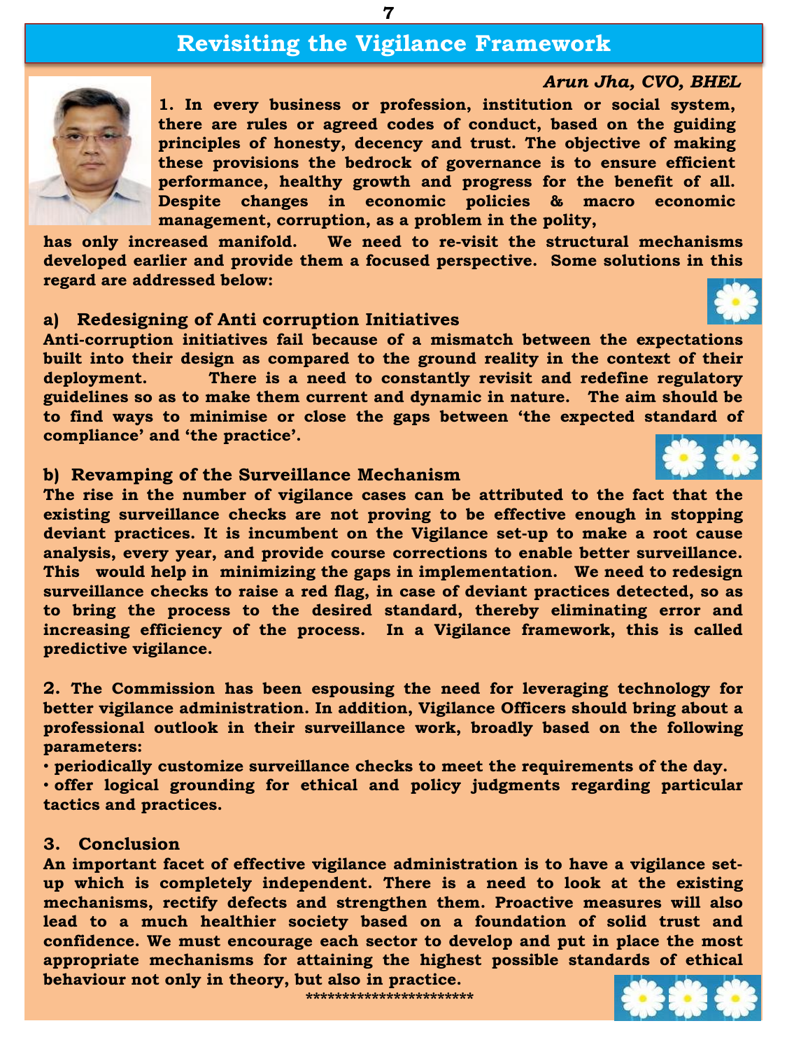# Revisiting the Vigilance Framework

*Arun Jha, CVO, BHEL*

**1. In every business or profession, institution or social system, there are rules or agreed codes of conduct, based on the guiding principles of honesty, decency and trust. The objective of making these provisions the bedrock of governance is to ensure efficient performance, healthy growth and progress for the benefit of all. Despite changes in economic policies & macro economic management, corruption, as a problem in the polity, has only increased manifold. We need to re-visit the structural mechanisms developed earlier and provide them a focused perspective. Some solutions in this regard are addressed below:**

### a) Redesigning of Anti corruption Initiatives

**Anti-corruption initiatives fail because of a mismatch between the expectations built into their design as compared to the ground reality in the context of their deployment. There is a need to constantly revisit and redefine regulatory guidelines so as to make them current and dynamic in nature. The aim should be to find ways to minimise or close the gaps between 'the expected standard of compliance' and 'the practice'.**

### b) Revamping of the Surveillance Mechanism

**The rise in the number of vigilance cases can be attributed to the fact that the existing surveillance checks are not proving to be effective enough in stopping deviant practices. It is incumbent on the Vigilance set-up to make a root cause analysis, every year, and provide course corrections to enable better surveillance. This would help in minimizing the gaps in implementation. We need to redesign surveillance checks to raise a red flag, in case of deviant practices detected, so as to bring the process to the desired standard, thereby eliminating error and increasing efficiency of the process. In a Vigilance framework, this is called predictive vigilance.**

**2. The Commission has been espousing the need for leveraging technology for better vigilance administration. In addition, Vigilance Officers should bring about a professional outlook in their surveillance work, broadly based on the following parameters:**

- **periodically customize surveillance checks to meet the requirements of the day.**
- **offer logical grounding for ethical and policy judgments regarding particular tactics and practices.**

### 3. Conclusion

**An important facet of effective vigilance administration is to have a vigilance set-up which is completely independent. There is a need to look at the existing mechanisms, rectify defects and strengthen them. Proactive measures will also lead to a much healthier society based on a foundation of solid trust and confidence. We must encourage each sector to develop and put in place the most appropriate mechanisms for attaining the highest possible standards of ethical behaviour not only in theory, but also in practice.**

**********************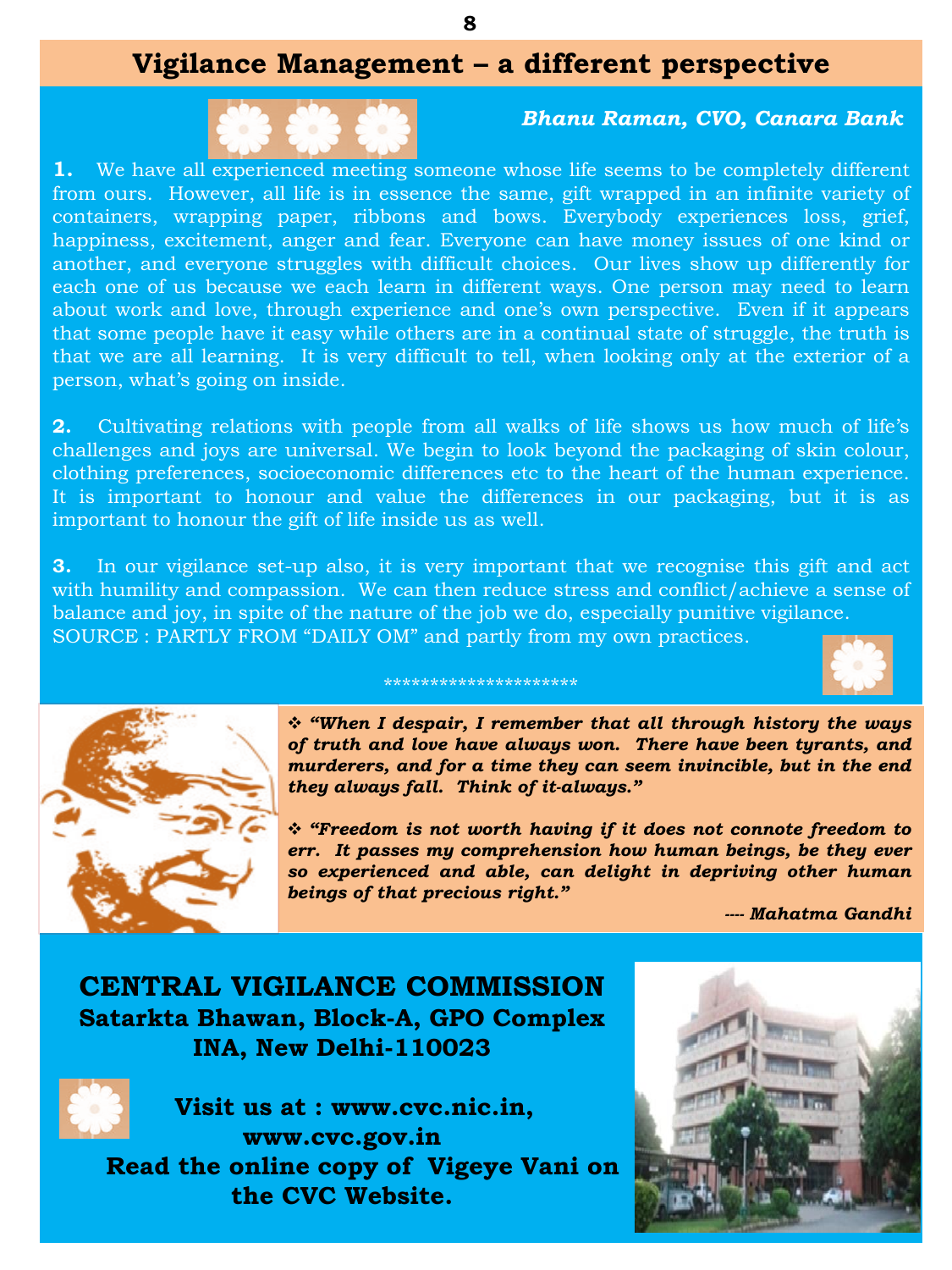# Vigilance Management – a different perspective

***Bhanu Raman, CVO, Canara Bank***

**1.** We have all experienced meeting someone whose life seems to be completely different from ours. However, all life is in essence the same, gift wrapped in an infinite variety of containers, wrapping paper, ribbons and bows. Everybody experiences loss, grief, happiness, excitement, anger and fear. Everyone can have money issues of one kind or another, and everyone struggles with difficult choices. Our lives show up differently for each one of us because we each learn in different ways. One person may need to learn about work and love, through experience and one's own perspective. Even if it appears that some people have it easy while others are in a continual state of struggle, the truth is that we are all learning. It is very difficult to tell, when looking only at the exterior of a person, what's going on inside.

**2.** Cultivating relations with people from all walks of life shows us how much of life's challenges and joys are universal. We begin to look beyond the packaging of skin colour, clothing preferences, socioeconomic differences etc to the heart of the human experience. It is important to honour and value the differences in our packaging, but it is as important to honour the gift of life inside us as well.

**3.** In our vigilance set-up also, it is very important that we recognise this gift and act with humility and compassion. We can then reduce stress and conflict/achieve a sense of balance and joy, in spite of the nature of the job we do, especially punitive vigilance.
SOURCE : PARTLY FROM "DAILY OM" and partly from my own practices.

*********************

- ***"When I despair, I remember that all through history the ways of truth and love have always won. There have been tyrants, and murderers, and for a time they can seem invincible, but in the end they always fall. Think of it-always."***

- ***"Freedom is not worth having if it does not connote freedom to err. It passes my comprehension how human beings, be they ever so experienced and able, can delight in depriving other human beings of that precious right."***

***---- Mahatma Gandhi***

**CENTRAL VIGILANCE COMMISSION**
**Satarkta Bhawan, Block-A, GPO Complex**
**INA, New Delhi-110023**

**Visit us at : www.cvc.nic.in, www.cvc.gov.in**
**Read the online copy of Vigeye Vani on the CVC Website.**